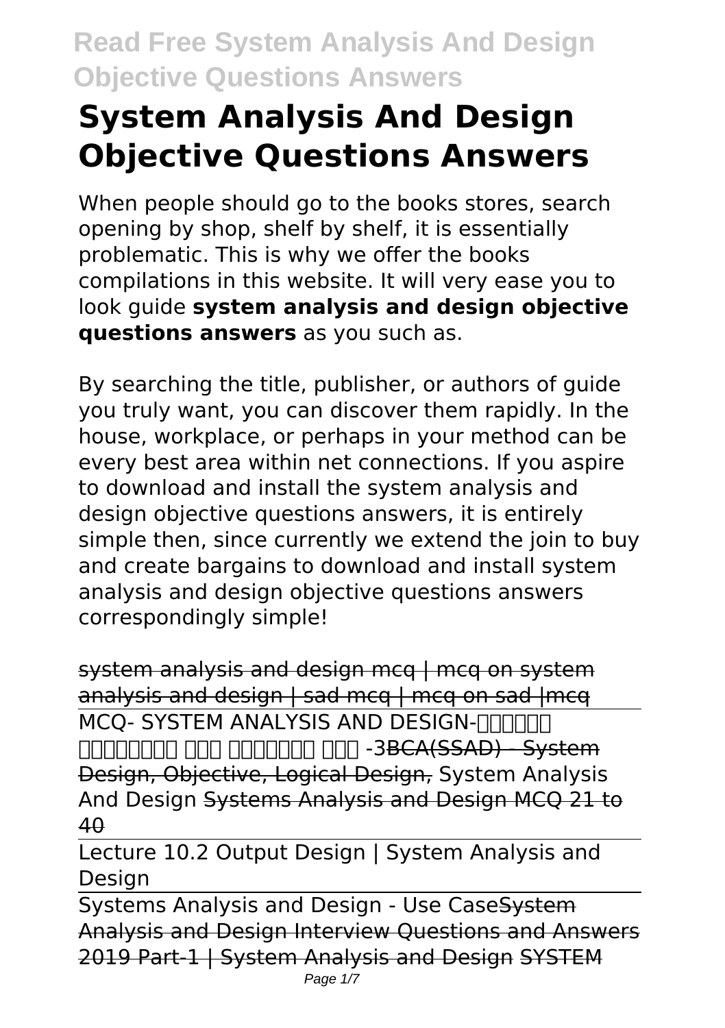# System Analysis And Design Objective Questions Answers

When people should go to the books stores, search opening by shop, shelf by shelf, it is essentially problematic. This is why we offer the books compilations in this website. It will very ease you to look guide **system analysis and design objective questions answers** as you such as.

By searching the title, publisher, or authors of guide you truly want, you can discover them rapidly. In the house, workplace, or perhaps in your method can be every best area within net connections. If you aspire to download and install the system analysis and design objective questions answers, it is entirely simple then, since currently we extend the join to buy and create bargains to download and install system analysis and design objective questions answers correspondingly simple!

system analysis and design mcq | mcq on system analysis and design | sad mcq | mcq on sad |mcq

MCQ- SYSTEM ANALYSIS AND DESIGN-□□□□□□ □□□□□□□□ □□□ □□□□□□□ □□□ -3 BCA(SSAD) - System Design, Objective, Logical Design, System Analysis And Design Systems Analysis and Design MCQ 21 to 40

Lecture 10.2 Output Design | System Analysis and Design

Systems Analysis and Design - Use Case System Analysis and Design Interview Questions and Answers 2019 Part-1 | System Analysis and Design SYSTEM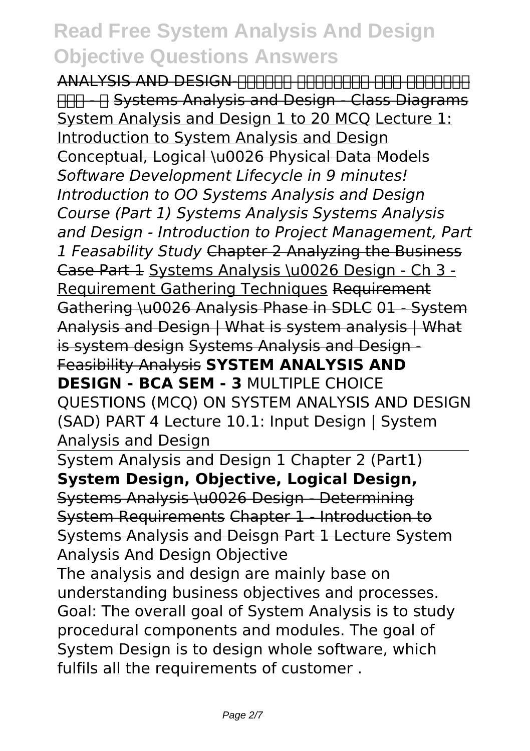# Read Free System Analysis And Design Objective Questions Answers

ANALYSIS AND DESIGN-□□□□□□ □□□□□□□□ □□□ □□□□□□□ □□□ - □ Systems Analysis and Design - Class Diagrams System Analysis and Design 1 to 20 MCQ Lecture 1: Introduction to System Analysis and Design Conceptual, Logical \u0026 Physical Data Models *Software Development Lifecycle in 9 minutes! Introduction to OO Systems Analysis and Design Course (Part 1) Systems Analysis Systems Analysis and Design - Introduction to Project Management, Part 1 Feasability Study* Chapter 2 Analyzing the Business Case Part 1 Systems Analysis \u0026 Design - Ch 3 - Requirement Gathering Techniques Requirement Gathering \u0026 Analysis Phase in SDLC 01 - System Analysis and Design | What is system analysis | What is system design Systems Analysis and Design - Feasibility Analysis **SYSTEM ANALYSIS AND DESIGN - BCA SEM - 3** MULTIPLE CHOICE QUESTIONS (MCQ) ON SYSTEM ANALYSIS AND DESIGN (SAD) PART 4 Lecture 10.1: Input Design | System Analysis and Design

System Analysis and Design 1 Chapter 2 (Part1) **System Design, Objective, Logical Design,** Systems Analysis \u0026 Design - Determining System Requirements Chapter 1 - Introduction to Systems Analysis and Deisgn Part 1 Lecture System Analysis And Design Objective

The analysis and design are mainly base on understanding business objectives and processes. Goal: The overall goal of System Analysis is to study procedural components and modules. The goal of System Design is to design whole software, which fulfils all the requirements of customer .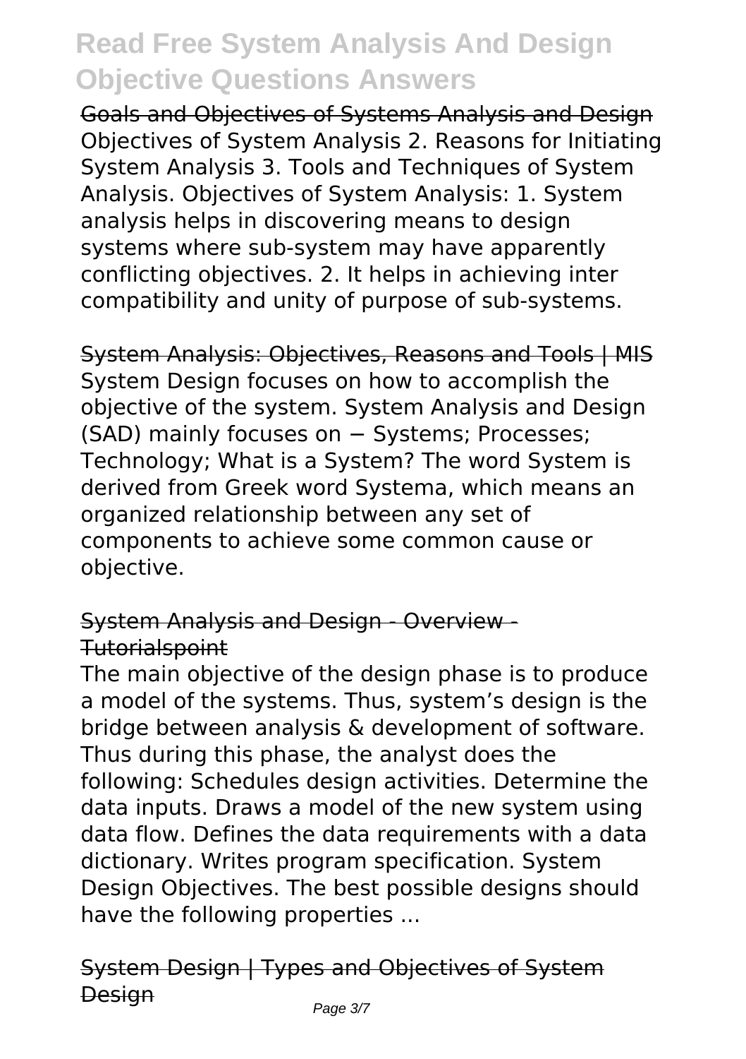Goals and Objectives of Systems Analysis and Design

Objectives of System Analysis 2. Reasons for Initiating System Analysis 3. Tools and Techniques of System Analysis. Objectives of System Analysis: 1. System analysis helps in discovering means to design systems where sub-system may have apparently conflicting objectives. 2. It helps in achieving inter compatibility and unity of purpose of sub-systems.

System Analysis: Objectives, Reasons and Tools | MIS

System Design focuses on how to accomplish the objective of the system. System Analysis and Design (SAD) mainly focuses on − Systems; Processes; Technology; What is a System? The word System is derived from Greek word Systema, which means an organized relationship between any set of components to achieve some common cause or objective.

System Analysis and Design - Overview - Tutorialspoint

The main objective of the design phase is to produce a model of the systems. Thus, system's design is the bridge between analysis & development of software. Thus during this phase, the analyst does the following: Schedules design activities. Determine the data inputs. Draws a model of the new system using data flow. Defines the data requirements with a data dictionary. Writes program specification. System Design Objectives. The best possible designs should have the following properties ...

System Design | Types and Objectives of System Design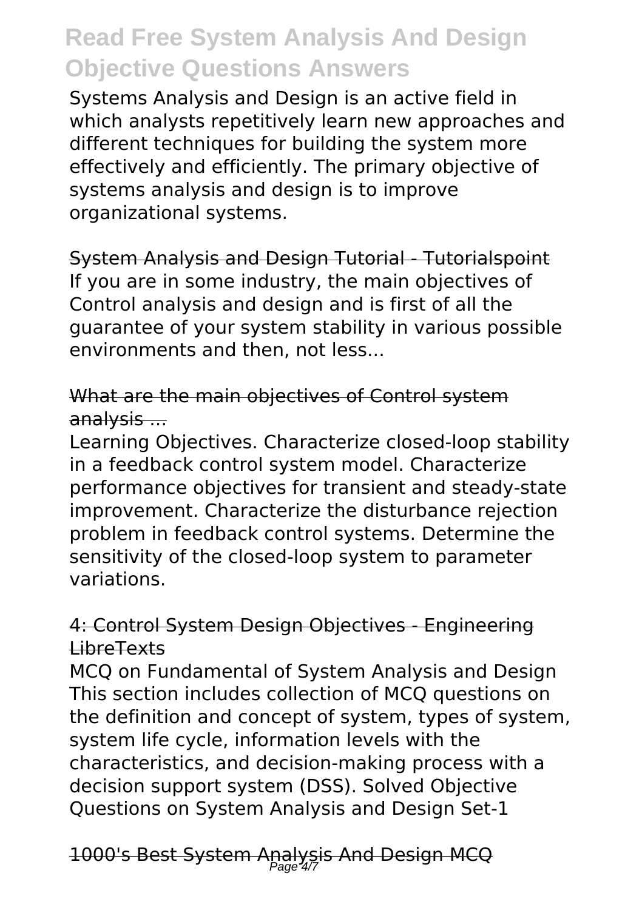Systems Analysis and Design is an active field in which analysts repetitively learn new approaches and different techniques for building the system more effectively and efficiently. The primary objective of systems analysis and design is to improve organizational systems.

System Analysis and Design Tutorial - Tutorialspoint

If you are in some industry, the main objectives of Control analysis and design and is first of all the guarantee of your system stability in various possible environments and then, not less...

What are the main objectives of Control system analysis ...

Learning Objectives. Characterize closed-loop stability in a feedback control system model. Characterize performance objectives for transient and steady-state improvement. Characterize the disturbance rejection problem in feedback control systems. Determine the sensitivity of the closed-loop system to parameter variations.

4: Control System Design Objectives - Engineering LibreTexts

MCQ on Fundamental of System Analysis and Design This section includes collection of MCQ questions on the definition and concept of system, types of system, system life cycle, information levels with the characteristics, and decision-making process with a decision support system (DSS). Solved Objective Questions on System Analysis and Design Set-1

1000's Best System Analysis And Design MCQ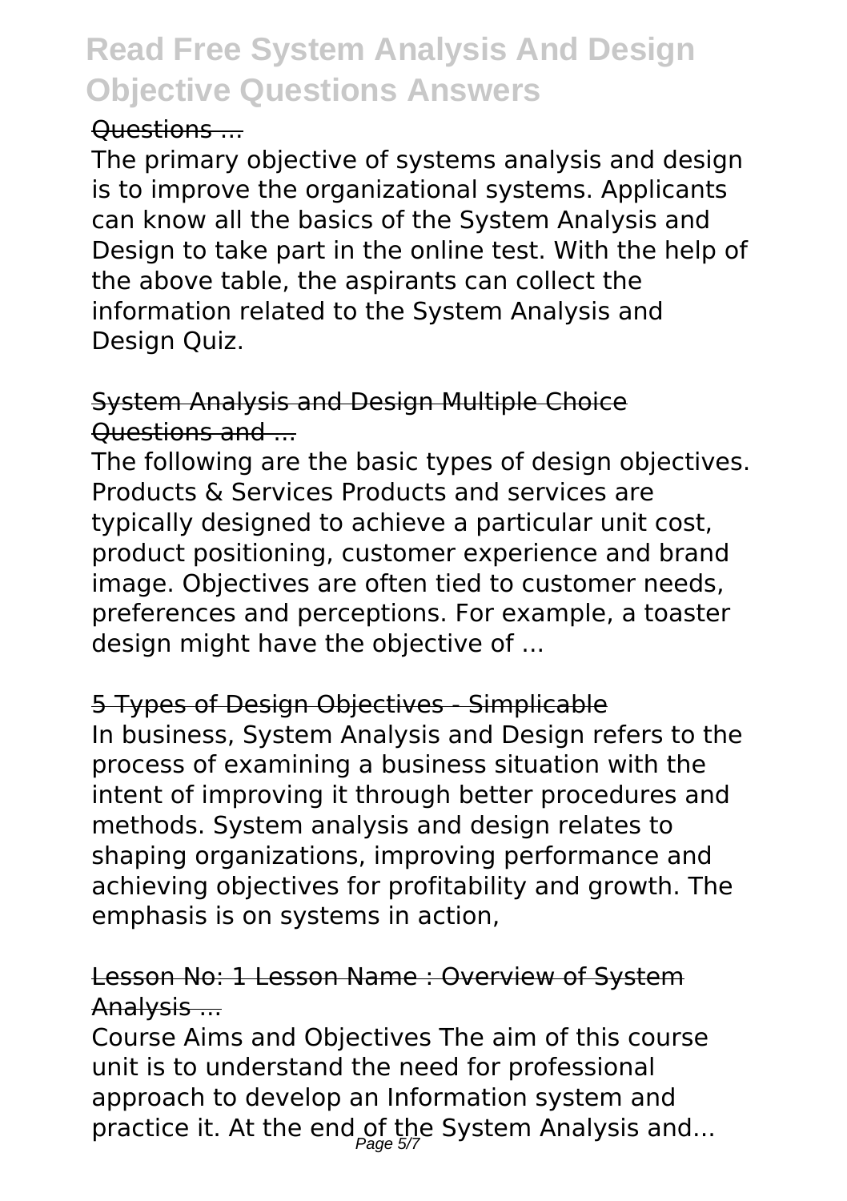Questions ...

The primary objective of systems analysis and design is to improve the organizational systems. Applicants can know all the basics of the System Analysis and Design to take part in the online test. With the help of the above table, the aspirants can collect the information related to the System Analysis and Design Quiz.

System Analysis and Design Multiple Choice Questions and ...

The following are the basic types of design objectives. Products & Services Products and services are typically designed to achieve a particular unit cost, product positioning, customer experience and brand image. Objectives are often tied to customer needs, preferences and perceptions. For example, a toaster design might have the objective of ...

5 Types of Design Objectives - Simplicable

In business, System Analysis and Design refers to the process of examining a business situation with the intent of improving it through better procedures and methods. System analysis and design relates to shaping organizations, improving performance and achieving objectives for profitability and growth. The emphasis is on systems in action,

Lesson No: 1 Lesson Name : Overview of System Analysis ...

Course Aims and Objectives The aim of this course unit is to understand the need for professional approach to develop an Information system and practice it. At the end of the System Analysis and...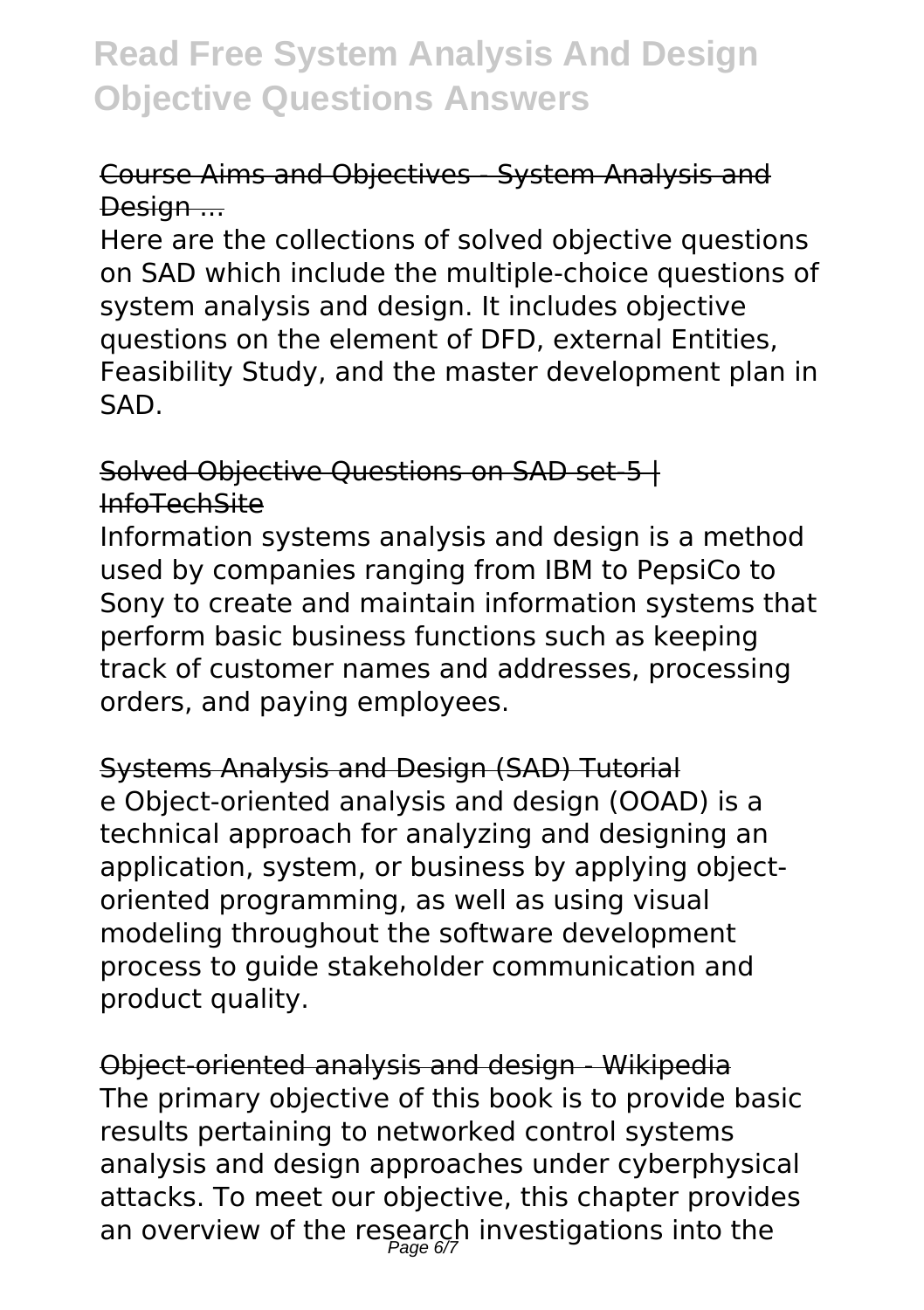Course Aims and Objectives - System Analysis and Design ...

Here are the collections of solved objective questions on SAD which include the multiple-choice questions of system analysis and design. It includes objective questions on the element of DFD, external Entities, Feasibility Study, and the master development plan in SAD.

Solved Objective Questions on SAD set-5 | InfoTechSite

Information systems analysis and design is a method used by companies ranging from IBM to PepsiCo to Sony to create and maintain information systems that perform basic business functions such as keeping track of customer names and addresses, processing orders, and paying employees.

Systems Analysis and Design (SAD) Tutorial

e Object-oriented analysis and design (OOAD) is a technical approach for analyzing and designing an application, system, or business by applying object-oriented programming, as well as using visual modeling throughout the software development process to guide stakeholder communication and product quality.

Object-oriented analysis and design - Wikipedia

The primary objective of this book is to provide basic results pertaining to networked control systems analysis and design approaches under cyberphysical attacks. To meet our objective, this chapter provides an overview of the research investigations into the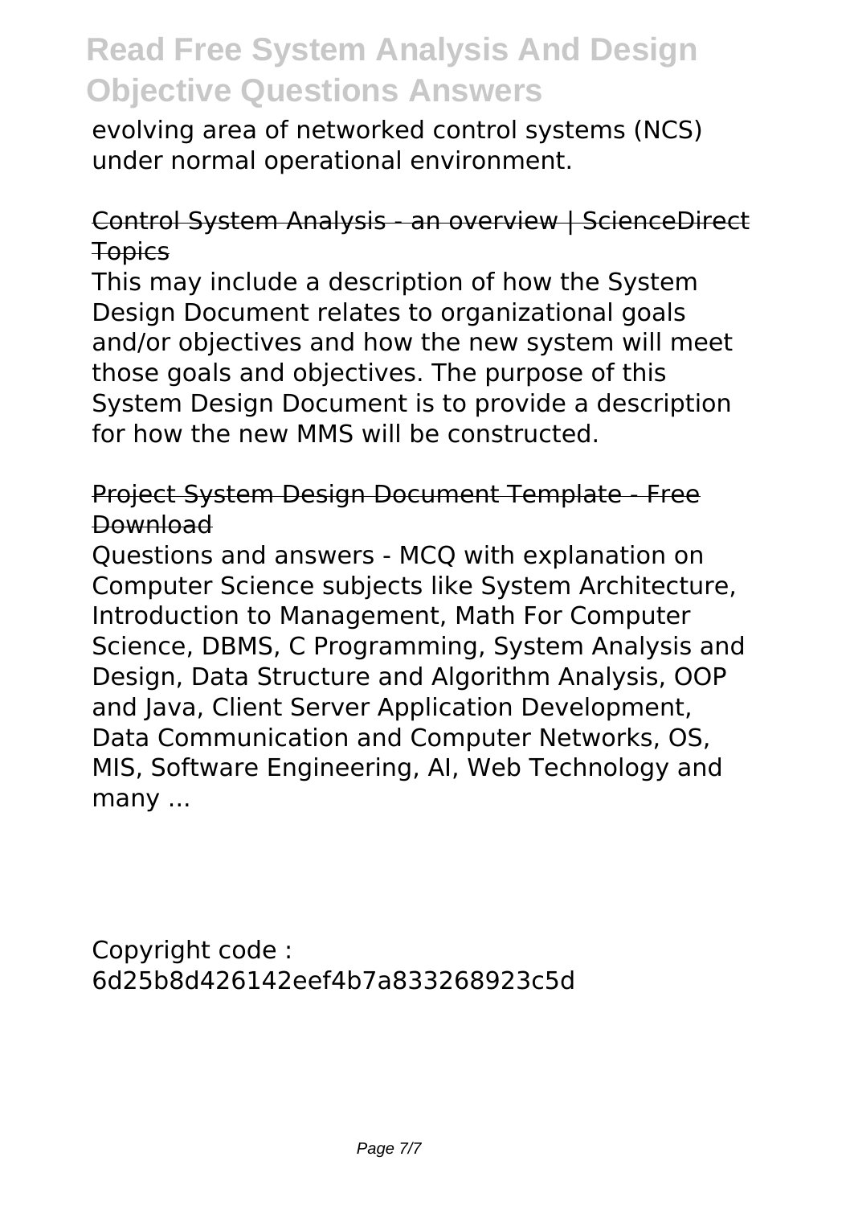evolving area of networked control systems (NCS) under normal operational environment.

Control System Analysis - an overview | ScienceDirect Topics

This may include a description of how the System Design Document relates to organizational goals and/or objectives and how the new system will meet those goals and objectives. The purpose of this System Design Document is to provide a description for how the new MMS will be constructed.

Project System Design Document Template - Free Download

Questions and answers - MCQ with explanation on Computer Science subjects like System Architecture, Introduction to Management, Math For Computer Science, DBMS, C Programming, System Analysis and Design, Data Structure and Algorithm Analysis, OOP and Java, Client Server Application Development, Data Communication and Computer Networks, OS, MIS, Software Engineering, AI, Web Technology and many ...

Copyright code : 6d25b8d426142eef4b7a833268923c5d